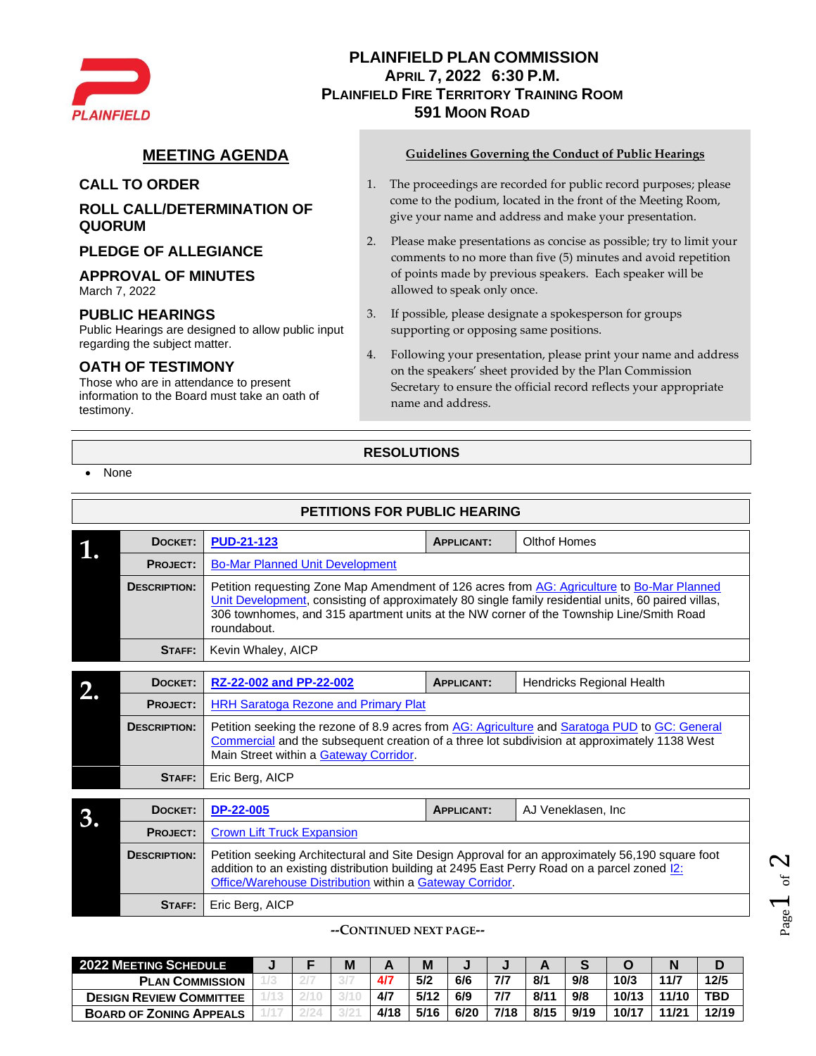# PLAINFIELD PLAN COMMISSION

**APRIL 7, 2022 6:30 P.M.**
**PLAINFIELD FIRE TERRITORY TRAINING ROOM**
**591 MOON ROAD**

## MEETING AGENDA

### CALL TO ORDER

### ROLL CALL/DETERMINATION OF QUORUM

### PLEDGE OF ALLEGIANCE

### APPROVAL OF MINUTES
March 7, 2022

### PUBLIC HEARINGS
Public Hearings are designed to allow public input regarding the subject matter.

### OATH OF TESTIMONY
Those who are in attendance to present information to the Board must take an oath of testimony.

**Guidelines Governing the Conduct of Public Hearings**

1. The proceedings are recorded for public record purposes; please come to the podium, located in the front of the Meeting Room, give your name and address and make your presentation.
2. Please make presentations as concise as possible; try to limit your comments to no more than five (5) minutes and avoid repetition of points made by previous speakers. Each speaker will be allowed to speak only once.
3. If possible, please designate a spokesperson for groups supporting or opposing same positions.
4. Following your presentation, please print your name and address on the speakers' sheet provided by the Plan Commission Secretary to ensure the official record reflects your appropriate name and address.

## RESOLUTIONS

- None

## PETITIONS FOR PUBLIC HEARING

### 1.

| | | | |
|---|---|---|---|
| **DOCKET:** | PUD-21-123 | **APPLICANT:** | Olthof Homes |
| **PROJECT:** | Bo-Mar Planned Unit Development | | |
| **DESCRIPTION:** | Petition requesting Zone Map Amendment of 126 acres from AG: Agriculture to Bo-Mar Planned Unit Development, consisting of approximately 80 single family residential units, 60 paired villas, 306 townhomes, and 315 apartment units at the NW corner of the Township Line/Smith Road roundabout. | | |
| **STAFF:** | Kevin Whaley, AICP | | |

### 2.

| | | | |
|---|---|---|---|
| **DOCKET:** | RZ-22-002 and PP-22-002 | **APPLICANT:** | Hendricks Regional Health |
| **PROJECT:** | HRH Saratoga Rezone and Primary Plat | | |
| **DESCRIPTION:** | Petition seeking the rezone of 8.9 acres from AG: Agriculture and Saratoga PUD to GC: General Commercial and the subsequent creation of a three lot subdivision at approximately 1138 West Main Street within a Gateway Corridor. | | |
| **STAFF:** | Eric Berg, AICP | | |

### 3.

| | | | |
|---|---|---|---|
| **DOCKET:** | DP-22-005 | **APPLICANT:** | AJ Veneklasen, Inc |
| **PROJECT:** | Crown Lift Truck Expansion | | |
| **DESCRIPTION:** | Petition seeking Architectural and Site Design Approval for an approximately 56,190 square foot addition to an existing distribution building at 2495 East Perry Road on a parcel zoned I2: Office/Warehouse Distribution within a Gateway Corridor. | | |
| **STAFF:** | Eric Berg, AICP | | |

--CONTINUED NEXT PAGE--

| 2022 MEETING SCHEDULE | J | F | M | A | M | J | J | A | S | O | N | D |
|---|---|---|---|---|---|---|---|---|---|---|---|---|
| PLAN COMMISSION | 1/3 | 2/7 | 3/7 | 4/7 | 5/2 | 6/6 | 7/7 | 8/1 | 9/8 | 10/3 | 11/7 | 12/5 |
| DESIGN REVIEW COMMITTEE | 1/13 | 2/10 | 3/10 | 4/7 | 5/12 | 6/9 | 7/7 | 8/11 | 9/8 | 10/13 | 11/10 | TBD |
| BOARD OF ZONING APPEALS | 1/17 | 2/24 | 3/21 | 4/18 | 5/16 | 6/20 | 7/18 | 8/15 | 9/19 | 10/17 | 11/21 | 12/19 |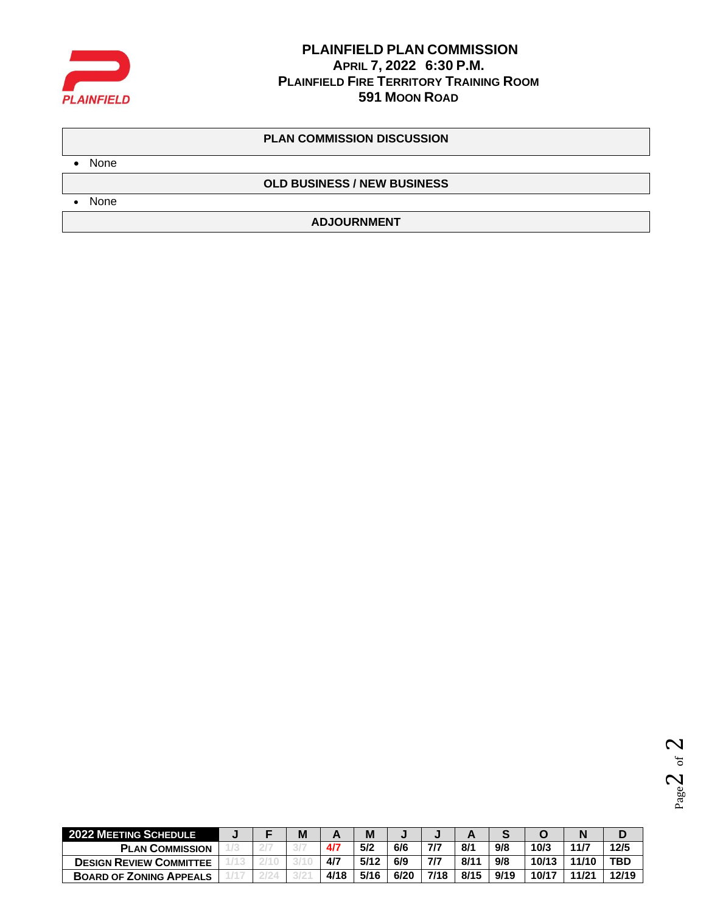# PLAINFIELD PLAN COMMISSION
## APRIL 7, 2022 6:30 P.M.
## PLAINFIELD FIRE TERRITORY TRAINING ROOM
## 591 MOON ROAD

**PLAN COMMISSION DISCUSSION**

- None

**OLD BUSINESS / NEW BUSINESS**

- None

**ADJOURNMENT**

| 2022 MEETING SCHEDULE | J | F | M | A | M | J | J | A | S | O | N | D |
|---|---|---|---|---|---|---|---|---|---|---|---|---|
| PLAN COMMISSION | 1/3 | 2/7 | 3/7 | 4/7 | 5/2 | 6/6 | 7/7 | 8/1 | 9/8 | 10/3 | 11/7 | 12/5 |
| DESIGN REVIEW COMMITTEE | 1/13 | 2/10 | 3/10 | 4/7 | 5/12 | 6/9 | 7/7 | 8/11 | 9/8 | 10/13 | 11/10 | TBD |
| BOARD OF ZONING APPEALS | 1/17 | 2/24 | 3/21 | 4/18 | 5/16 | 6/20 | 7/18 | 8/15 | 9/19 | 10/17 | 11/21 | 12/19 |